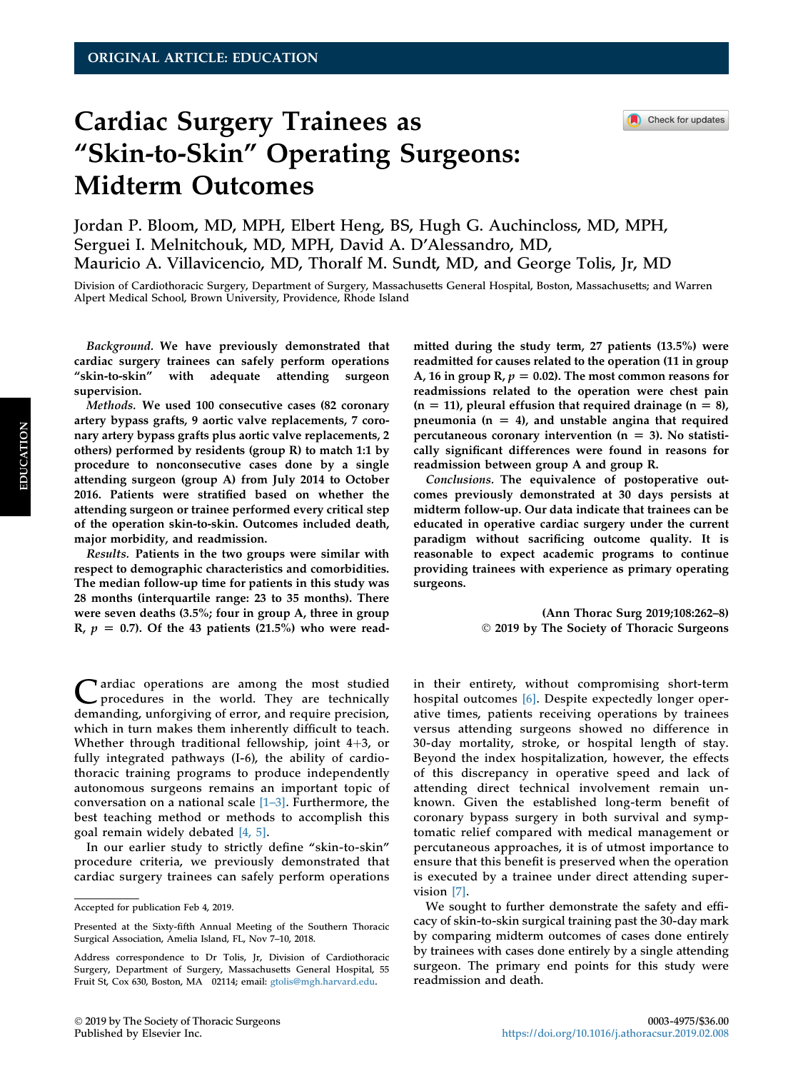ORIGINAL ARTICLE: EDUCATION

# Cardiac Surgery Trainees as "Skin-to-Skin" Operating Surgeons: Midterm Outcomes

Jordan P. Bloom, MD, MPH, Elbert Heng, BS, Hugh G. Auchincloss, MD, MPH, Serguei I. Melnitchouk, MD, MPH, David A. D'Alessandro, MD, Mauricio A. Villavicencio, MD, Thoralf M. Sundt, MD, and George Tolis, Jr, MD

Division of Cardiothoracic Surgery, Department of Surgery, Massachusetts General Hospital, Boston, Massachusetts; and Warren Alpert Medical School, Brown University, Providence, Rhode Island

***Background.*** **We have previously demonstrated that cardiac surgery trainees can safely perform operations "skin-to-skin" with adequate attending surgeon supervision.**

***Methods.*** **We used 100 consecutive cases (82 coronary artery bypass grafts, 9 aortic valve replacements, 7 coronary artery bypass grafts plus aortic valve replacements, 2 others) performed by residents (group R) to match 1:1 by procedure to nonconsecutive cases done by a single attending surgeon (group A) from July 2014 to October 2016. Patients were stratified based on whether the attending surgeon or trainee performed every critical step of the operation skin-to-skin. Outcomes included death, major morbidity, and readmission.**

***Results.*** **Patients in the two groups were similar with respect to demographic characteristics and comorbidities. The median follow-up time for patients in this study was 28 months (interquartile range: 23 to 35 months). There were seven deaths (3.5%; four in group A, three in group R, $p = 0.7$). Of the 43 patients (21.5%) who were readmitted during the study term, 27 patients (13.5%) were readmitted for causes related to the operation (11 in group A, 16 in group R, $p = 0.02$). The most common reasons for readmissions related to the operation were chest pain (n = 11), pleural effusion that required drainage (n = 8), pneumonia (n = 4), and unstable angina that required percutaneous coronary intervention (n = 3). No statistically significant differences were found in reasons for readmission between group A and group R.**

***Conclusions.*** **The equivalence of postoperative outcomes previously demonstrated at 30 days persists at midterm follow-up. Our data indicate that trainees can be educated in operative cardiac surgery under the current paradigm without sacrificing outcome quality. It is reasonable to expect academic programs to continue providing trainees with experience as primary operating surgeons.**

**(Ann Thorac Surg 2019;108:262–8)**
**© 2019 by The Society of Thoracic Surgeons**

Cardiac operations are among the most studied procedures in the world. They are technically demanding, unforgiving of error, and require precision, which in turn makes them inherently difficult to teach. Whether through traditional fellowship, joint 4+3, or fully integrated pathways (I-6), the ability of cardiothoracic training programs to produce independently autonomous surgeons remains an important topic of conversation on a national scale [1–3]. Furthermore, the best teaching method or methods to accomplish this goal remain widely debated [4, 5].

In our earlier study to strictly define "skin-to-skin" procedure criteria, we previously demonstrated that cardiac surgery trainees can safely perform operations in their entirety, without compromising short-term hospital outcomes [6]. Despite expectedly longer operative times, patients receiving operations by trainees versus attending surgeons showed no difference in 30-day mortality, stroke, or hospital length of stay. Beyond the index hospitalization, however, the effects of this discrepancy in operative speed and lack of attending direct technical involvement remain unknown. Given the established long-term benefit of coronary bypass surgery in both survival and symptomatic relief compared with medical management or percutaneous approaches, it is of utmost importance to ensure that this benefit is preserved when the operation is executed by a trainee under direct attending supervision [7].

We sought to further demonstrate the safety and efficacy of skin-to-skin surgical training past the 30-day mark by comparing midterm outcomes of cases done entirely by trainees with cases done entirely by a single attending surgeon. The primary end points for this study were readmission and death.

---

Accepted for publication Feb 4, 2019.

Presented at the Sixty-fifth Annual Meeting of the Southern Thoracic Surgical Association, Amelia Island, FL, Nov 7–10, 2018.

Address correspondence to Dr Tolis, Jr, Division of Cardiothoracic Surgery, Department of Surgery, Massachusetts General Hospital, 55 Fruit St, Cox 630, Boston, MA 02114; email: gtolis@mgh.harvard.edu.

© 2019 by The Society of Thoracic Surgeons
Published by Elsevier Inc.

0003-4975/$36.00
https://doi.org/10.1016/j.athoracsur.2019.02.008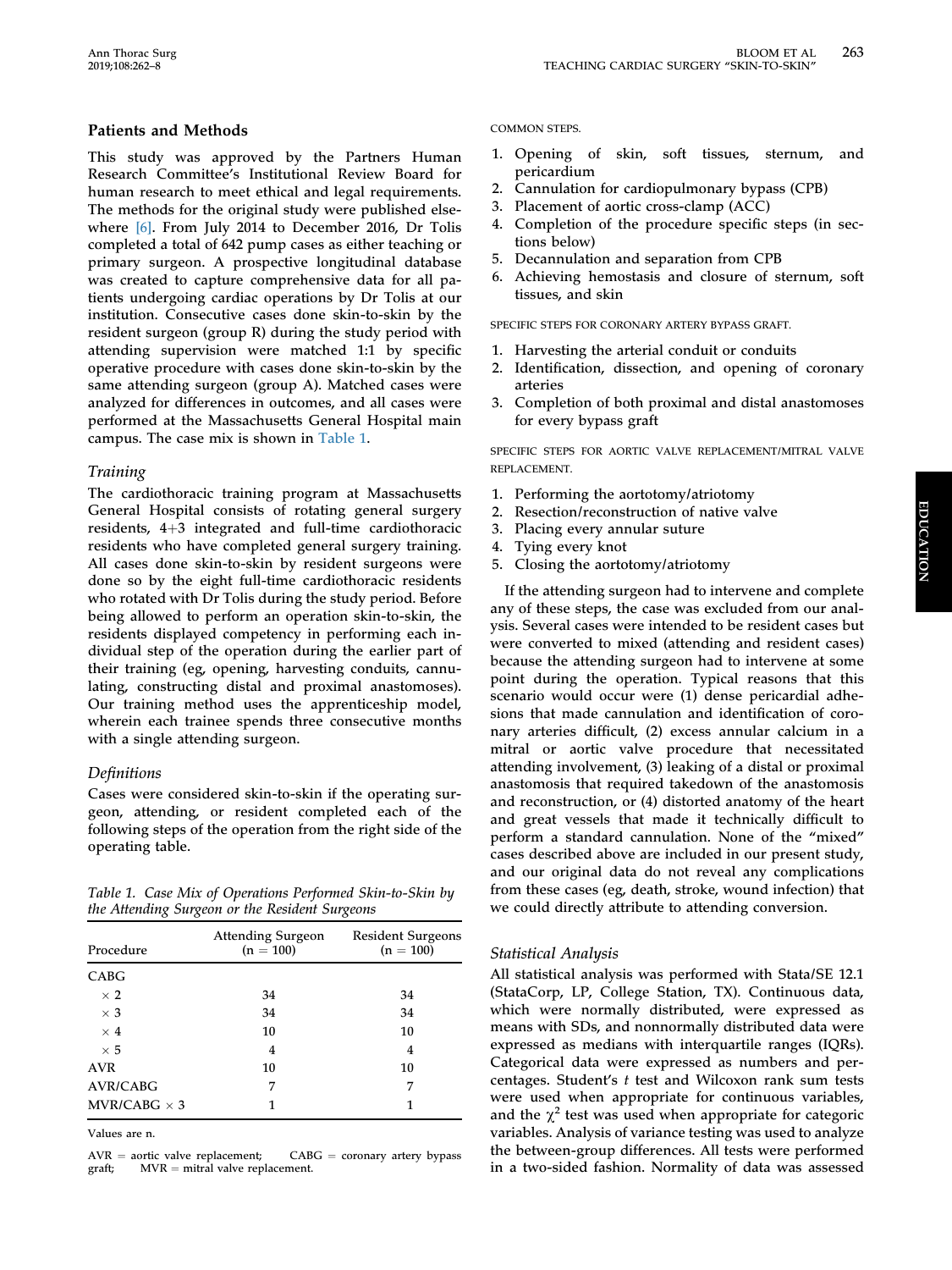## Patients and Methods

This study was approved by the Partners Human Research Committee's Institutional Review Board for human research to meet ethical and legal requirements. The methods for the original study were published elsewhere [6]. From July 2014 to December 2016, Dr Tolis completed a total of 642 pump cases as either teaching or primary surgeon. A prospective longitudinal database was created to capture comprehensive data for all patients undergoing cardiac operations by Dr Tolis at our institution. Consecutive cases done skin-to-skin by the resident surgeon (group R) during the study period with attending supervision were matched 1:1 by specific operative procedure with cases done skin-to-skin by the same attending surgeon (group A). Matched cases were analyzed for differences in outcomes, and all cases were performed at the Massachusetts General Hospital main campus. The case mix is shown in Table 1.

### Training

The cardiothoracic training program at Massachusetts General Hospital consists of rotating general surgery residents, 4+3 integrated and full-time cardiothoracic residents who have completed general surgery training. All cases done skin-to-skin by resident surgeons were done so by the eight full-time cardiothoracic residents who rotated with Dr Tolis during the study period. Before being allowed to perform an operation skin-to-skin, the residents displayed competency in performing each individual step of the operation during the earlier part of their training (eg, opening, harvesting conduits, cannulating, constructing distal and proximal anastomoses). Our training method uses the apprenticeship model, wherein each trainee spends three consecutive months with a single attending surgeon.

### Definitions

Cases were considered skin-to-skin if the operating surgeon, attending, or resident completed each of the following steps of the operation from the right side of the operating table.

*Table 1. Case Mix of Operations Performed Skin-to-Skin by the Attending Surgeon or the Resident Surgeons*

| Procedure | Attending Surgeon (n = 100) | Resident Surgeons (n = 100) |
|---|---|---|
| CABG | | |
| × 2 | 34 | 34 |
| × 3 | 34 | 34 |
| × 4 | 10 | 10 |
| × 5 | 4 | 4 |
| AVR | 10 | 10 |
| AVR/CABG | 7 | 7 |
| MVR/CABG × 3 | 1 | 1 |

Values are n.

AVR = aortic valve replacement; CABG = coronary artery bypass graft; MVR = mitral valve replacement.

COMMON STEPS.

1. Opening of skin, soft tissues, sternum, and pericardium
2. Cannulation for cardiopulmonary bypass (CPB)
3. Placement of aortic cross-clamp (ACC)
4. Completion of the procedure specific steps (in sections below)
5. Decannulation and separation from CPB
6. Achieving hemostasis and closure of sternum, soft tissues, and skin

SPECIFIC STEPS FOR CORONARY ARTERY BYPASS GRAFT.

1. Harvesting the arterial conduit or conduits
2. Identification, dissection, and opening of coronary arteries
3. Completion of both proximal and distal anastomoses for every bypass graft

SPECIFIC STEPS FOR AORTIC VALVE REPLACEMENT/MITRAL VALVE REPLACEMENT.

1. Performing the aortotomy/atriotomy
2. Resection/reconstruction of native valve
3. Placing every annular suture
4. Tying every knot
5. Closing the aortotomy/atriotomy

If the attending surgeon had to intervene and complete any of these steps, the case was excluded from our analysis. Several cases were intended to be resident cases but were converted to mixed (attending and resident cases) because the attending surgeon had to intervene at some point during the operation. Typical reasons that this scenario would occur were (1) dense pericardial adhesions that made cannulation and identification of coronary arteries difficult, (2) excess annular calcium in a mitral or aortic valve procedure that necessitated attending involvement, (3) leaking of a distal or proximal anastomosis that required takedown of the anastomosis and reconstruction, or (4) distorted anatomy of the heart and great vessels that made it technically difficult to perform a standard cannulation. None of the "mixed" cases described above are included in our present study, and our original data do not reveal any complications from these cases (eg, death, stroke, wound infection) that we could directly attribute to attending conversion.

### Statistical Analysis

All statistical analysis was performed with Stata/SE 12.1 (StataCorp, LP, College Station, TX). Continuous data, which were normally distributed, were expressed as means with SDs, and nonnormally distributed data were expressed as medians with interquartile ranges (IQRs). Categorical data were expressed as numbers and percentages. Student's *t* test and Wilcoxon rank sum tests were used when appropriate for continuous variables, and the $\chi^2$ test was used when appropriate for categoric variables. Analysis of variance testing was used to analyze the between-group differences. All tests were performed in a two-sided fashion. Normality of data was assessed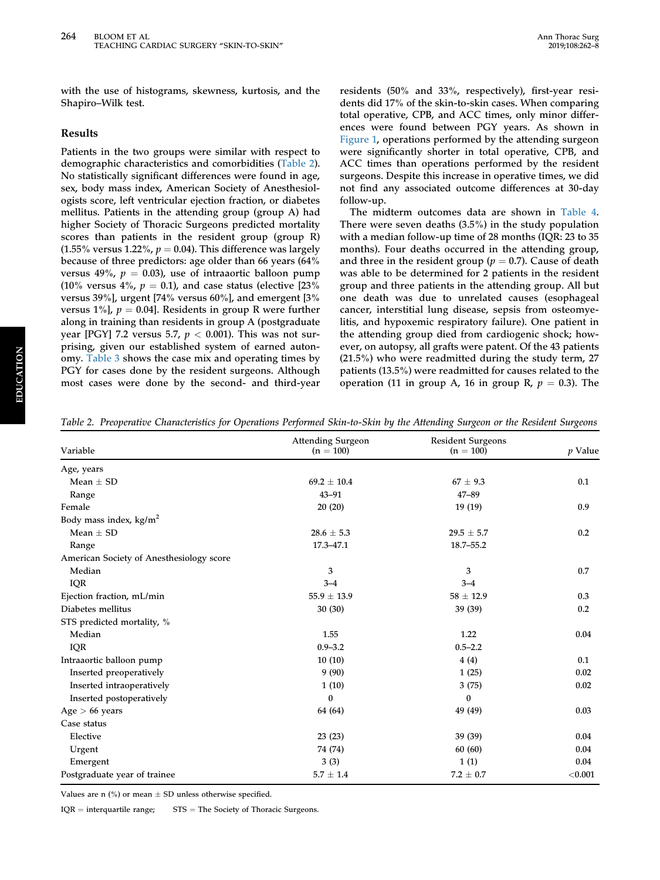with the use of histograms, skewness, kurtosis, and the Shapiro–Wilk test.

## Results

Patients in the two groups were similar with respect to demographic characteristics and comorbidities (Table 2). No statistically significant differences were found in age, sex, body mass index, American Society of Anesthesiologists score, left ventricular ejection fraction, or diabetes mellitus. Patients in the attending group (group A) had higher Society of Thoracic Surgeons predicted mortality scores than patients in the resident group (group R) (1.55% versus 1.22%, $p = 0.04$). This difference was largely because of three predictors: age older than 66 years (64% versus 49%, $p = 0.03$), use of intraaortic balloon pump (10% versus 4%, $p = 0.1$), and case status (elective [23% versus 39%], urgent [74% versus 60%], and emergent [3% versus 1%], $p = 0.04$]. Residents in group R were further along in training than residents in group A (postgraduate year [PGY] 7.2 versus 5.7, $p < 0.001$). This was not surprising, given our established system of earned autonomy. Table 3 shows the case mix and operating times by PGY for cases done by the resident surgeons. Although most cases were done by the second- and third-year residents (50% and 33%, respectively), first-year residents did 17% of the skin-to-skin cases. When comparing total operative, CPB, and ACC times, only minor differences were found between PGY years. As shown in Figure 1, operations performed by the attending surgeon were significantly shorter in total operative, CPB, and ACC times than operations performed by the resident surgeons. Despite this increase in operative times, we did not find any associated outcome differences at 30-day follow-up.

The midterm outcomes data are shown in Table 4. There were seven deaths (3.5%) in the study population with a median follow-up time of 28 months (IQR: 23 to 35 months). Four deaths occurred in the attending group, and three in the resident group ($p = 0.7$). Cause of death was able to be determined for 2 patients in the resident group and three patients in the attending group. All but one death was due to unrelated causes (esophageal cancer, interstitial lung disease, sepsis from osteomyelitis, and hypoxemic respiratory failure). One patient in the attending group died from cardiogenic shock; however, on autopsy, all grafts were patent. Of the 43 patients (21.5%) who were readmitted during the study term, 27 patients (13.5%) were readmitted for causes related to the operation (11 in group A, 16 in group R, $p = 0.3$). The

*Table 2. Preoperative Characteristics for Operations Performed Skin-to-Skin by the Attending Surgeon or the Resident Surgeons*

| Variable | Attending Surgeon (n = 100) | Resident Surgeons (n = 100) | p Value |
|---|---|---|---|
| Age, years | | | |
| Mean ± SD | 69.2 ± 10.4 | 67 ± 9.3 | 0.1 |
| Range | 43–91 | 47–89 | |
| Female | 20 (20) | 19 (19) | 0.9 |
| Body mass index, kg/m$^2$ | | | |
| Mean ± SD | 28.6 ± 5.3 | 29.5 ± 5.7 | 0.2 |
| Range | 17.3–47.1 | 18.7–55.2 | |
| American Society of Anesthesiology score | | | |
| Median | 3 | 3 | 0.7 |
| IQR | 3–4 | 3–4 | |
| Ejection fraction, mL/min | 55.9 ± 13.9 | 58 ± 12.9 | 0.3 |
| Diabetes mellitus | 30 (30) | 39 (39) | 0.2 |
| STS predicted mortality, % | | | |
| Median | 1.55 | 1.22 | 0.04 |
| IQR | 0.9–3.2 | 0.5–2.2 | |
| Intraaortic balloon pump | 10 (10) | 4 (4) | 0.1 |
| Inserted preoperatively | 9 (90) | 1 (25) | 0.02 |
| Inserted intraoperatively | 1 (10) | 3 (75) | 0.02 |
| Inserted postoperatively | 0 | 0 | |
| Age > 66 years | 64 (64) | 49 (49) | 0.03 |
| Case status | | | |
| Elective | 23 (23) | 39 (39) | 0.04 |
| Urgent | 74 (74) | 60 (60) | 0.04 |
| Emergent | 3 (3) | 1 (1) | 0.04 |
| Postgraduate year of trainee | 5.7 ± 1.4 | 7.2 ± 0.7 | <0.001 |

Values are n (%) or mean ± SD unless otherwise specified.

IQR = interquartile range; STS = The Society of Thoracic Surgeons.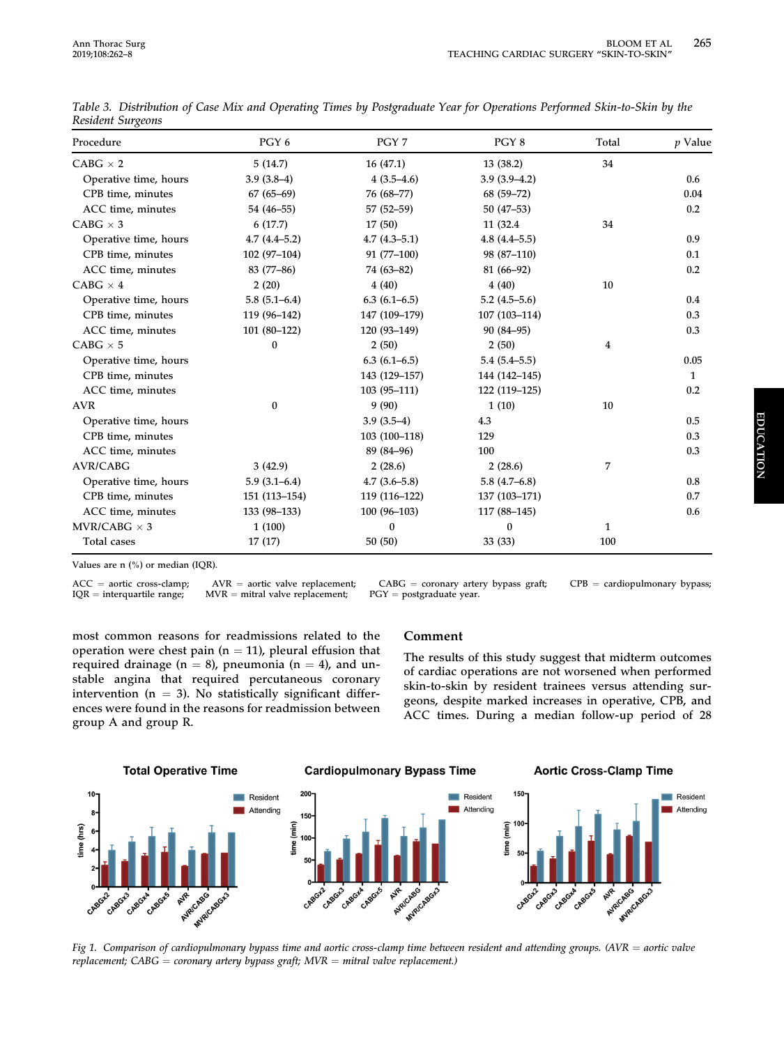*Table 3. Distribution of Case Mix and Operating Times by Postgraduate Year for Operations Performed Skin-to-Skin by the Resident Surgeons*

| Procedure | PGY 6 | PGY 7 | PGY 8 | Total | *p* Value |
|---|---|---|---|---|---|
| CABG × 2 | 5 (14.7) | 16 (47.1) | 13 (38.2) | 34 | |
| Operative time, hours | 3.9 (3.8–4) | 4 (3.5–4.6) | 3.9 (3.9–4.2) | | 0.6 |
| CPB time, minutes | 67 (65–69) | 76 (68–77) | 68 (59–72) | | 0.04 |
| ACC time, minutes | 54 (46–55) | 57 (52–59) | 50 (47–53) | | 0.2 |
| CABG × 3 | 6 (17.7) | 17 (50) | 11 (32.4 | 34 | |
| Operative time, hours | 4.7 (4.4–5.2) | 4.7 (4.3–5.1) | 4.8 (4.4–5.5) | | 0.9 |
| CPB time, minutes | 102 (97–104) | 91 (77–100) | 98 (87–110) | | 0.1 |
| ACC time, minutes | 83 (77–86) | 74 (63–82) | 81 (66–92) | | 0.2 |
| CABG × 4 | 2 (20) | 4 (40) | 4 (40) | 10 | |
| Operative time, hours | 5.8 (5.1–6.4) | 6.3 (6.1–6.5) | 5.2 (4.5–5.6) | | 0.4 |
| CPB time, minutes | 119 (96–142) | 147 (109–179) | 107 (103–114) | | 0.3 |
| ACC time, minutes | 101 (80–122) | 120 (93–149) | 90 (84–95) | | 0.3 |
| CABG × 5 | 0 | 2 (50) | 2 (50) | 4 | |
| Operative time, hours | | 6.3 (6.1–6.5) | 5.4 (5.4–5.5) | | 0.05 |
| CPB time, minutes | | 143 (129–157) | 144 (142–145) | | 1 |
| ACC time, minutes | | 103 (95–111) | 122 (119–125) | | 0.2 |
| AVR | 0 | 9 (90) | 1 (10) | 10 | |
| Operative time, hours | | 3.9 (3.5–4) | 4.3 | | 0.5 |
| CPB time, minutes | | 103 (100–118) | 129 | | 0.3 |
| ACC time, minutes | | 89 (84–96) | 100 | | 0.3 |
| AVR/CABG | 3 (42.9) | 2 (28.6) | 2 (28.6) | 7 | |
| Operative time, hours | 5.9 (3.1–6.4) | 4.7 (3.6–5.8) | 5.8 (4.7–6.8) | | 0.8 |
| CPB time, minutes | 151 (113–154) | 119 (116–122) | 137 (103–171) | | 0.7 |
| ACC time, minutes | 133 (98–133) | 100 (96–103) | 117 (88–145) | | 0.6 |
| MVR/CABG × 3 | 1 (100) | 0 | 0 | 1 | |
| Total cases | 17 (17) | 50 (50) | 33 (33) | 100 | |

Values are n (%) or median (IQR).

ACC = aortic cross-clamp; AVR = aortic valve replacement; CABG = coronary artery bypass graft; CPB = cardiopulmonary bypass; IQR = interquartile range; MVR = mitral valve replacement; PGY = postgraduate year.

most common reasons for readmissions related to the operation were chest pain (n = 11), pleural effusion that required drainage (n = 8), pneumonia (n = 4), and unstable angina that required percutaneous coronary intervention (n = 3). No statistically significant differences were found in the reasons for readmission between group A and group R.

## Comment

The results of this study suggest that midterm outcomes of cardiac operations are not worsened when performed skin-to-skin by resident trainees versus attending surgeons, despite marked increases in operative, CPB, and ACC times. During a median follow-up period of 28

Fig 1. *Comparison of cardiopulmonary bypass time and aortic cross-clamp time between resident and attending groups. (AVR = aortic valve replacement; CABG = coronary artery bypass graft; MVR = mitral valve replacement.)*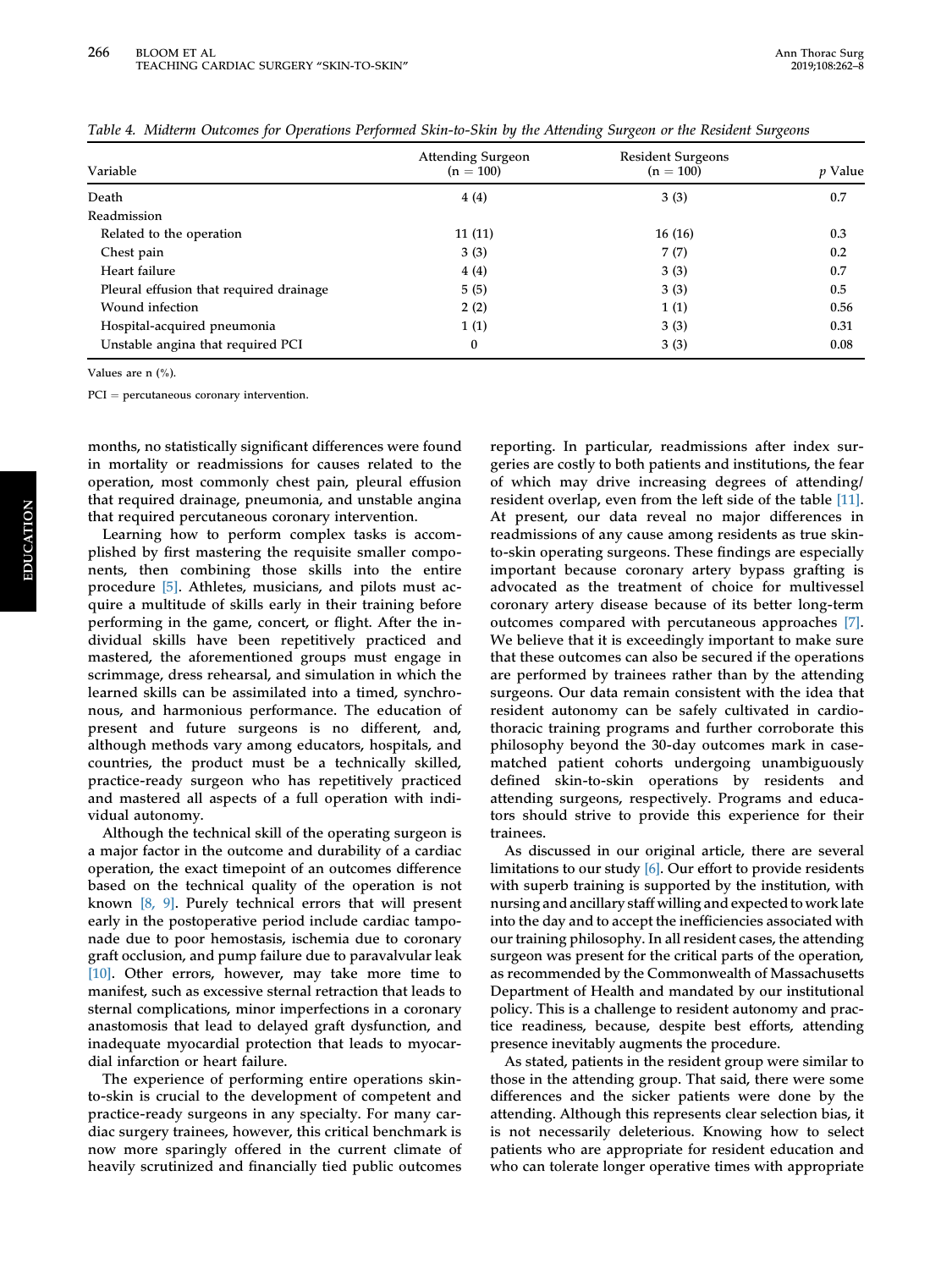Table 4. Midterm Outcomes for Operations Performed Skin-to-Skin by the Attending Surgeon or the Resident Surgeons

| Variable | Attending Surgeon (n = 100) | Resident Surgeons (n = 100) | p Value |
|---|---|---|---|
| Death | 4 (4) | 3 (3) | 0.7 |
| Readmission | | | |
| Related to the operation | 11 (11) | 16 (16) | 0.3 |
| Chest pain | 3 (3) | 7 (7) | 0.2 |
| Heart failure | 4 (4) | 3 (3) | 0.7 |
| Pleural effusion that required drainage | 5 (5) | 3 (3) | 0.5 |
| Wound infection | 2 (2) | 1 (1) | 0.56 |
| Hospital-acquired pneumonia | 1 (1) | 3 (3) | 0.31 |
| Unstable angina that required PCI | 0 | 3 (3) | 0.08 |

Values are n (%).

PCI = percutaneous coronary intervention.

months, no statistically significant differences were found in mortality or readmissions for causes related to the operation, most commonly chest pain, pleural effusion that required drainage, pneumonia, and unstable angina that required percutaneous coronary intervention.

Learning how to perform complex tasks is accomplished by first mastering the requisite smaller components, then combining those skills into the entire procedure [5]. Athletes, musicians, and pilots must acquire a multitude of skills early in their training before performing in the game, concert, or flight. After the individual skills have been repetitively practiced and mastered, the aforementioned groups must engage in scrimmage, dress rehearsal, and simulation in which the learned skills can be assimilated into a timed, synchronous, and harmonious performance. The education of present and future surgeons is no different, and, although methods vary among educators, hospitals, and countries, the product must be a technically skilled, practice-ready surgeon who has repetitively practiced and mastered all aspects of a full operation with individual autonomy.

Although the technical skill of the operating surgeon is a major factor in the outcome and durability of a cardiac operation, the exact timepoint of an outcomes difference based on the technical quality of the operation is not known [8, 9]. Purely technical errors that will present early in the postoperative period include cardiac tamponade due to poor hemostasis, ischemia due to coronary graft occlusion, and pump failure due to paravalvular leak [10]. Other errors, however, may take more time to manifest, such as excessive sternal retraction that leads to sternal complications, minor imperfections in a coronary anastomosis that lead to delayed graft dysfunction, and inadequate myocardial protection that leads to myocardial infarction or heart failure.

The experience of performing entire operations skin-to-skin is crucial to the development of competent and practice-ready surgeons in any specialty. For many cardiac surgery trainees, however, this critical benchmark is now more sparingly offered in the current climate of heavily scrutinized and financially tied public outcomes reporting. In particular, readmissions after index surgeries are costly to both patients and institutions, the fear of which may drive increasing degrees of attending/resident overlap, even from the left side of the table [11]. At present, our data reveal no major differences in readmissions of any cause among residents as true skin-to-skin operating surgeons. These findings are especially important because coronary artery bypass grafting is advocated as the treatment of choice for multivessel coronary artery disease because of its better long-term outcomes compared with percutaneous approaches [7]. We believe that it is exceedingly important to make sure that these outcomes can also be secured if the operations are performed by trainees rather than by the attending surgeons. Our data remain consistent with the idea that resident autonomy can be safely cultivated in cardiothoracic training programs and further corroborate this philosophy beyond the 30-day outcomes mark in case-matched patient cohorts undergoing unambiguously defined skin-to-skin operations by residents and attending surgeons, respectively. Programs and educators should strive to provide this experience for their trainees.

As discussed in our original article, there are several limitations to our study [6]. Our effort to provide residents with superb training is supported by the institution, with nursing and ancillary staff willing and expected to work late into the day and to accept the inefficiencies associated with our training philosophy. In all resident cases, the attending surgeon was present for the critical parts of the operation, as recommended by the Commonwealth of Massachusetts Department of Health and mandated by our institutional policy. This is a challenge to resident autonomy and practice readiness, because, despite best efforts, attending presence inevitably augments the procedure.

As stated, patients in the resident group were similar to those in the attending group. That said, there were some differences and the sicker patients were done by the attending. Although this represents clear selection bias, it is not necessarily deleterious. Knowing how to select patients who are appropriate for resident education and who can tolerate longer operative times with appropriate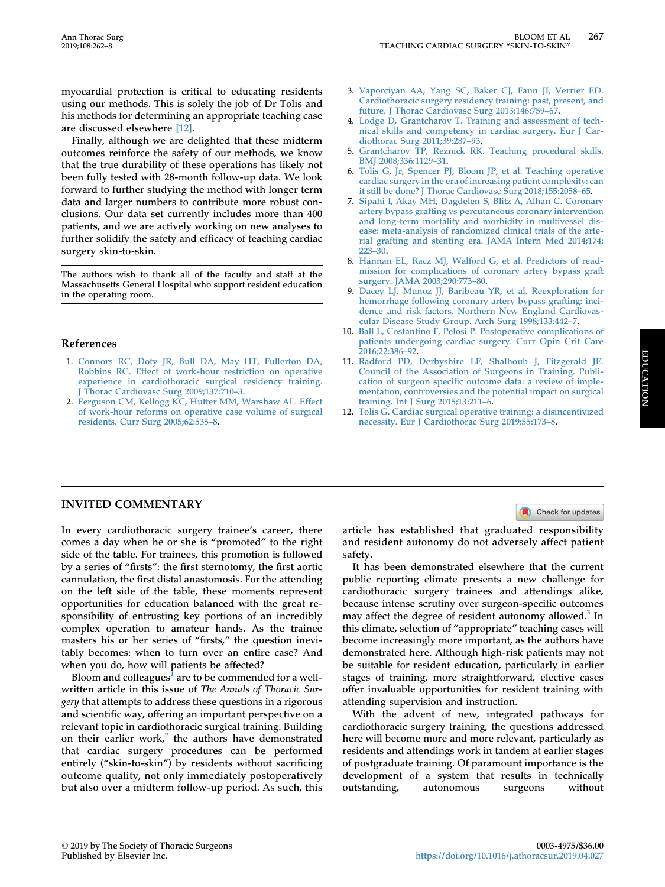myocardial protection is critical to educating residents using our methods. This is solely the job of Dr Tolis and his methods for determining an appropriate teaching case are discussed elsewhere [12].

Finally, although we are delighted that these midterm outcomes reinforce the safety of our methods, we know that the true durability of these operations has likely not been fully tested with 28-month follow-up data. We look forward to further studying the method with longer term data and larger numbers to contribute more robust conclusions. Our data set currently includes more than 400 patients, and we are actively working on new analyses to further solidify the safety and efficacy of teaching cardiac surgery skin-to-skin.

The authors wish to thank all of the faculty and staff at the Massachusetts General Hospital who support resident education in the operating room.

## References

1. Connors RC, Doty JR, Bull DA, May HT, Fullerton DA, Robbins RC. Effect of work-hour restriction on operative experience in cardiothoracic surgical residency training. J Thorac Cardiovasc Surg 2009;137:710–3.
2. Ferguson CM, Kellogg KC, Hutter MM, Warshaw AL. Effect of work-hour reforms on operative case volume of surgical residents. Curr Surg 2005;62:535–8.
3. Vaporciyan AA, Yang SC, Baker CJ, Fann JI, Verrier ED. Cardiothoracic surgery residency training: past, present, and future. J Thorac Cardiovasc Surg 2013;146:759–67.
4. Lodge D, Grantcharov T. Training and assessment of technical skills and competency in cardiac surgery. Eur J Cardiothorac Surg 2011;39:287–93.
5. Grantcharov TP, Reznick RK. Teaching procedural skills. BMJ 2008;336:1129–31.
6. Tolis G, Jr, Spencer PJ, Bloom JP, et al. Teaching operative cardiac surgery in the era of increasing patient complexity: can it still be done? J Thorac Cardiovasc Surg 2018;155:2058–65.
7. Sipahi I, Akay MH, Dagdelen S, Blitz A, Alhan C. Coronary artery bypass grafting vs percutaneous coronary intervention and long-term mortality and morbidity in multivessel disease: meta-analysis of randomized clinical trials of the arterial grafting and stenting era. JAMA Intern Med 2014;174:223–30.
8. Hannan EL, Racz MJ, Walford G, et al. Predictors of readmission for complications of coronary artery bypass graft surgery. JAMA 2003;290:773–80.
9. Dacey LJ, Munoz JJ, Baribeau YR, et al. Reexploration for hemorrhage following coronary artery bypass grafting: incidence and risk factors. Northern New England Cardiovascular Disease Study Group. Arch Surg 1998;133:442–7.
10. Ball L, Costantino F, Pelosi P. Postoperative complications of patients undergoing cardiac surgery. Curr Opin Crit Care 2016;22:386–92.
11. Radford PD, Derbyshire LF, Shalhoub J, Fitzgerald JE. Council of the Association of Surgeons in Training. Publication of surgeon specific outcome data: a review of implementation, controversies and the potential impact on surgical training. Int J Surg 2015;13:211–6.
12. Tolis G. Cardiac surgical operative training: a disincentivized necessity. Eur J Cardiothorac Surg 2019;55:173–8.

## INVITED COMMENTARY

In every cardiothoracic surgery trainee's career, there comes a day when he or she is "promoted" to the right side of the table. For trainees, this promotion is followed by a series of "firsts": the first sternotomy, the first aortic cannulation, the first distal anastomosis. For the attending on the left side of the table, these moments represent opportunities for education balanced with the great responsibility of entrusting key portions of an incredibly complex operation to amateur hands. As the trainee masters his or her series of "firsts," the question inevitably becomes: when to turn over an entire case? And when you do, how will patients be affected?

Bloom and colleagues[1] are to be commended for a well-written article in this issue of *The Annals of Thoracic Surgery* that attempts to address these questions in a rigorous and scientific way, offering an important perspective on a relevant topic in cardiothoracic surgical training. Building on their earlier work,[2] the authors have demonstrated that cardiac surgery procedures can be performed entirely ("skin-to-skin") by residents without sacrificing outcome quality, not only immediately postoperatively but also over a midterm follow-up period. As such, this article has established that graduated responsibility and resident autonomy do not adversely affect patient safety.

It has been demonstrated elsewhere that the current public reporting climate presents a new challenge for cardiothoracic surgery trainees and attendings alike, because intense scrutiny over surgeon-specific outcomes may affect the degree of resident autonomy allowed.[3] In this climate, selection of "appropriate" teaching cases will become increasingly more important, as the authors have demonstrated here. Although high-risk patients may not be suitable for resident education, particularly in earlier stages of training, more straightforward, elective cases offer invaluable opportunities for resident training with attending supervision and instruction.

With the advent of new, integrated pathways for cardiothoracic surgery training, the questions addressed here will become more and more relevant, particularly as residents and attendings work in tandem at earlier stages of postgraduate training. Of paramount importance is the development of a system that results in technically outstanding, autonomous surgeons without

© 2019 by The Society of Thoracic Surgeons
Published by Elsevier Inc.

0003-4975/$36.00
https://doi.org/10.1016/j.athoracsur.2019.04.027